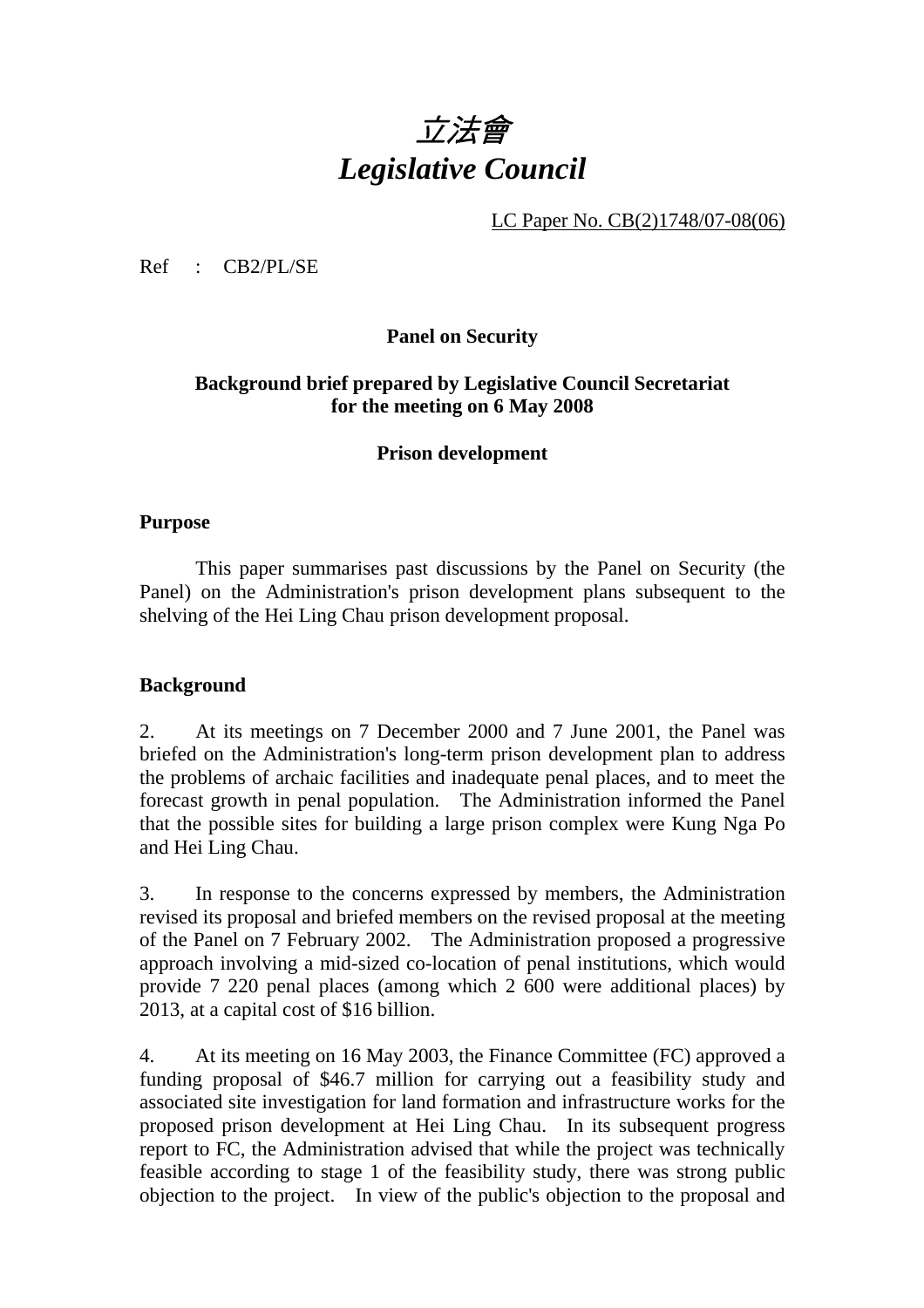# *立法會*
# *Legislative Council*

LC Paper No. CB(2)1748/07-08(06)

Ref : CB2/PL/SE

**Panel on Security**

**Background brief prepared by Legislative Council Secretariat for the meeting on 6 May 2008**

**Prison development**

## Purpose

This paper summarises past discussions by the Panel on Security (the Panel) on the Administration's prison development plans subsequent to the shelving of the Hei Ling Chau prison development proposal.

## Background

2. At its meetings on 7 December 2000 and 7 June 2001, the Panel was briefed on the Administration's long-term prison development plan to address the problems of archaic facilities and inadequate penal places, and to meet the forecast growth in penal population. The Administration informed the Panel that the possible sites for building a large prison complex were Kung Nga Po and Hei Ling Chau.

3. In response to the concerns expressed by members, the Administration revised its proposal and briefed members on the revised proposal at the meeting of the Panel on 7 February 2002. The Administration proposed a progressive approach involving a mid-sized co-location of penal institutions, which would provide 7 220 penal places (among which 2 600 were additional places) by 2013, at a capital cost of $16 billion.

4. At its meeting on 16 May 2003, the Finance Committee (FC) approved a funding proposal of $46.7 million for carrying out a feasibility study and associated site investigation for land formation and infrastructure works for the proposed prison development at Hei Ling Chau. In its subsequent progress report to FC, the Administration advised that while the project was technically feasible according to stage 1 of the feasibility study, there was strong public objection to the project. In view of the public's objection to the proposal and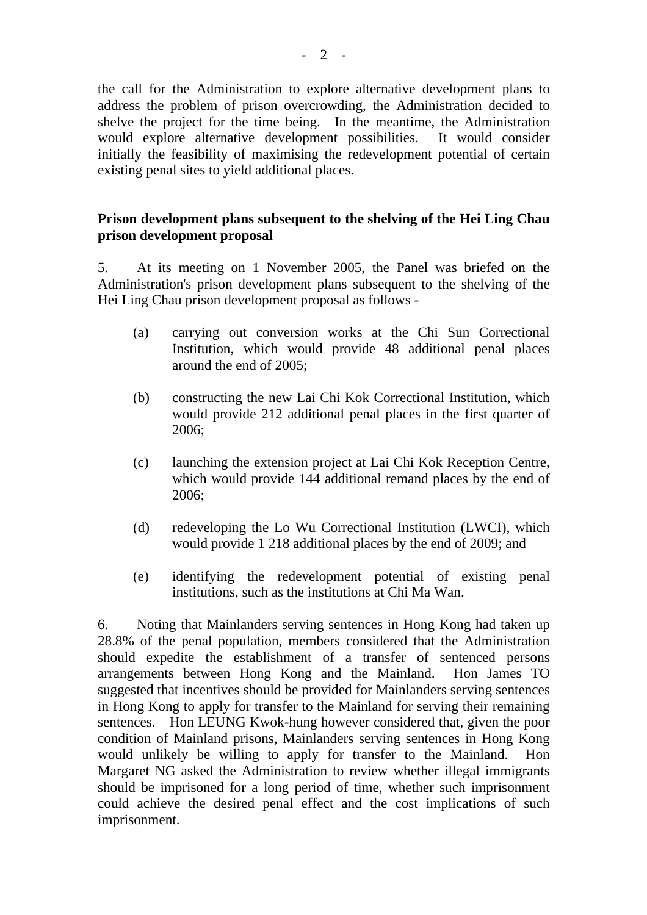the call for the Administration to explore alternative development plans to address the problem of prison overcrowding, the Administration decided to shelve the project for the time being. In the meantime, the Administration would explore alternative development possibilities. It would consider initially the feasibility of maximising the redevelopment potential of certain existing penal sites to yield additional places.

**Prison development plans subsequent to the shelving of the Hei Ling Chau prison development proposal**

5. At its meeting on 1 November 2005, the Panel was briefed on the Administration's prison development plans subsequent to the shelving of the Hei Ling Chau prison development proposal as follows -

(a) carrying out conversion works at the Chi Sun Correctional Institution, which would provide 48 additional penal places around the end of 2005;

(b) constructing the new Lai Chi Kok Correctional Institution, which would provide 212 additional penal places in the first quarter of 2006;

(c) launching the extension project at Lai Chi Kok Reception Centre, which would provide 144 additional remand places by the end of 2006;

(d) redeveloping the Lo Wu Correctional Institution (LWCI), which would provide 1 218 additional places by the end of 2009; and

(e) identifying the redevelopment potential of existing penal institutions, such as the institutions at Chi Ma Wan.

6. Noting that Mainlanders serving sentences in Hong Kong had taken up 28.8% of the penal population, members considered that the Administration should expedite the establishment of a transfer of sentenced persons arrangements between Hong Kong and the Mainland. Hon James TO suggested that incentives should be provided for Mainlanders serving sentences in Hong Kong to apply for transfer to the Mainland for serving their remaining sentences. Hon LEUNG Kwok-hung however considered that, given the poor condition of Mainland prisons, Mainlanders serving sentences in Hong Kong would unlikely be willing to apply for transfer to the Mainland. Hon Margaret NG asked the Administration to review whether illegal immigrants should be imprisoned for a long period of time, whether such imprisonment could achieve the desired penal effect and the cost implications of such imprisonment.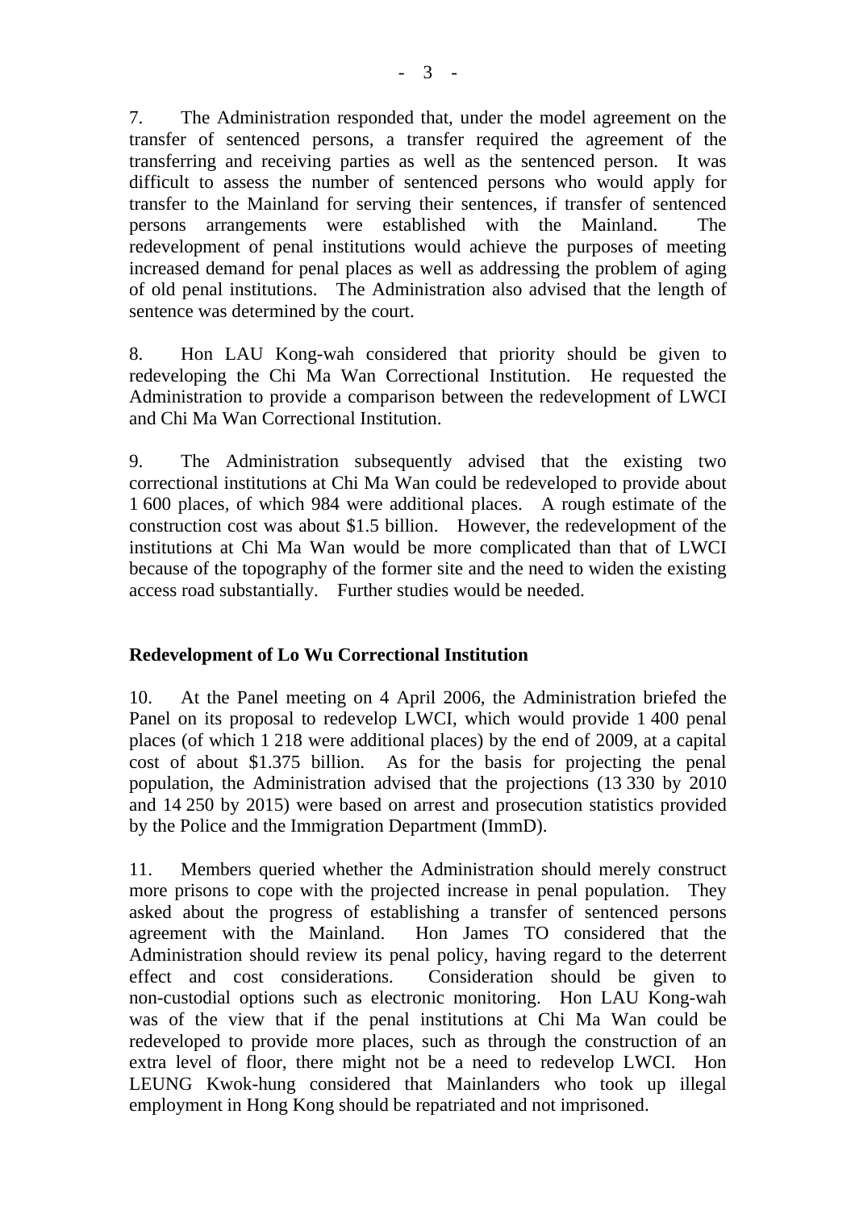7. The Administration responded that, under the model agreement on the transfer of sentenced persons, a transfer required the agreement of the transferring and receiving parties as well as the sentenced person. It was difficult to assess the number of sentenced persons who would apply for transfer to the Mainland for serving their sentences, if transfer of sentenced persons arrangements were established with the Mainland. The redevelopment of penal institutions would achieve the purposes of meeting increased demand for penal places as well as addressing the problem of aging of old penal institutions. The Administration also advised that the length of sentence was determined by the court.

8. Hon LAU Kong-wah considered that priority should be given to redeveloping the Chi Ma Wan Correctional Institution. He requested the Administration to provide a comparison between the redevelopment of LWCI and Chi Ma Wan Correctional Institution.

9. The Administration subsequently advised that the existing two correctional institutions at Chi Ma Wan could be redeveloped to provide about 1 600 places, of which 984 were additional places. A rough estimate of the construction cost was about $1.5 billion. However, the redevelopment of the institutions at Chi Ma Wan would be more complicated than that of LWCI because of the topography of the former site and the need to widen the existing access road substantially. Further studies would be needed.

**Redevelopment of Lo Wu Correctional Institution**

10. At the Panel meeting on 4 April 2006, the Administration briefed the Panel on its proposal to redevelop LWCI, which would provide 1 400 penal places (of which 1 218 were additional places) by the end of 2009, at a capital cost of about $1.375 billion. As for the basis for projecting the penal population, the Administration advised that the projections (13 330 by 2010 and 14 250 by 2015) were based on arrest and prosecution statistics provided by the Police and the Immigration Department (ImmD).

11. Members queried whether the Administration should merely construct more prisons to cope with the projected increase in penal population. They asked about the progress of establishing a transfer of sentenced persons agreement with the Mainland. Hon James TO considered that the Administration should review its penal policy, having regard to the deterrent effect and cost considerations. Consideration should be given to non-custodial options such as electronic monitoring. Hon LAU Kong-wah was of the view that if the penal institutions at Chi Ma Wan could be redeveloped to provide more places, such as through the construction of an extra level of floor, there might not be a need to redevelop LWCI. Hon LEUNG Kwok-hung considered that Mainlanders who took up illegal employment in Hong Kong should be repatriated and not imprisoned.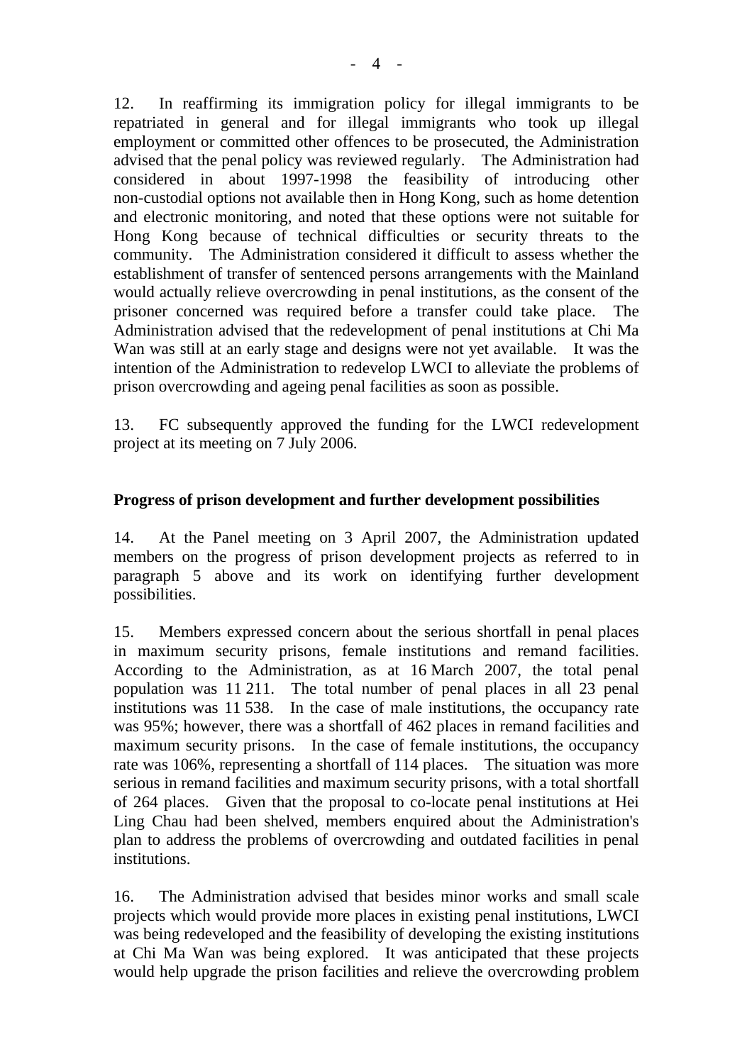12. In reaffirming its immigration policy for illegal immigrants to be repatriated in general and for illegal immigrants who took up illegal employment or committed other offences to be prosecuted, the Administration advised that the penal policy was reviewed regularly. The Administration had considered in about 1997-1998 the feasibility of introducing other non-custodial options not available then in Hong Kong, such as home detention and electronic monitoring, and noted that these options were not suitable for Hong Kong because of technical difficulties or security threats to the community. The Administration considered it difficult to assess whether the establishment of transfer of sentenced persons arrangements with the Mainland would actually relieve overcrowding in penal institutions, as the consent of the prisoner concerned was required before a transfer could take place. The Administration advised that the redevelopment of penal institutions at Chi Ma Wan was still at an early stage and designs were not yet available. It was the intention of the Administration to redevelop LWCI to alleviate the problems of prison overcrowding and ageing penal facilities as soon as possible.

13. FC subsequently approved the funding for the LWCI redevelopment project at its meeting on 7 July 2006.

**Progress of prison development and further development possibilities**

14. At the Panel meeting on 3 April 2007, the Administration updated members on the progress of prison development projects as referred to in paragraph 5 above and its work on identifying further development possibilities.

15. Members expressed concern about the serious shortfall in penal places in maximum security prisons, female institutions and remand facilities. According to the Administration, as at 16 March 2007, the total penal population was 11 211. The total number of penal places in all 23 penal institutions was 11 538. In the case of male institutions, the occupancy rate was 95%; however, there was a shortfall of 462 places in remand facilities and maximum security prisons. In the case of female institutions, the occupancy rate was 106%, representing a shortfall of 114 places. The situation was more serious in remand facilities and maximum security prisons, with a total shortfall of 264 places. Given that the proposal to co-locate penal institutions at Hei Ling Chau had been shelved, members enquired about the Administration's plan to address the problems of overcrowding and outdated facilities in penal institutions.

16. The Administration advised that besides minor works and small scale projects which would provide more places in existing penal institutions, LWCI was being redeveloped and the feasibility of developing the existing institutions at Chi Ma Wan was being explored. It was anticipated that these projects would help upgrade the prison facilities and relieve the overcrowding problem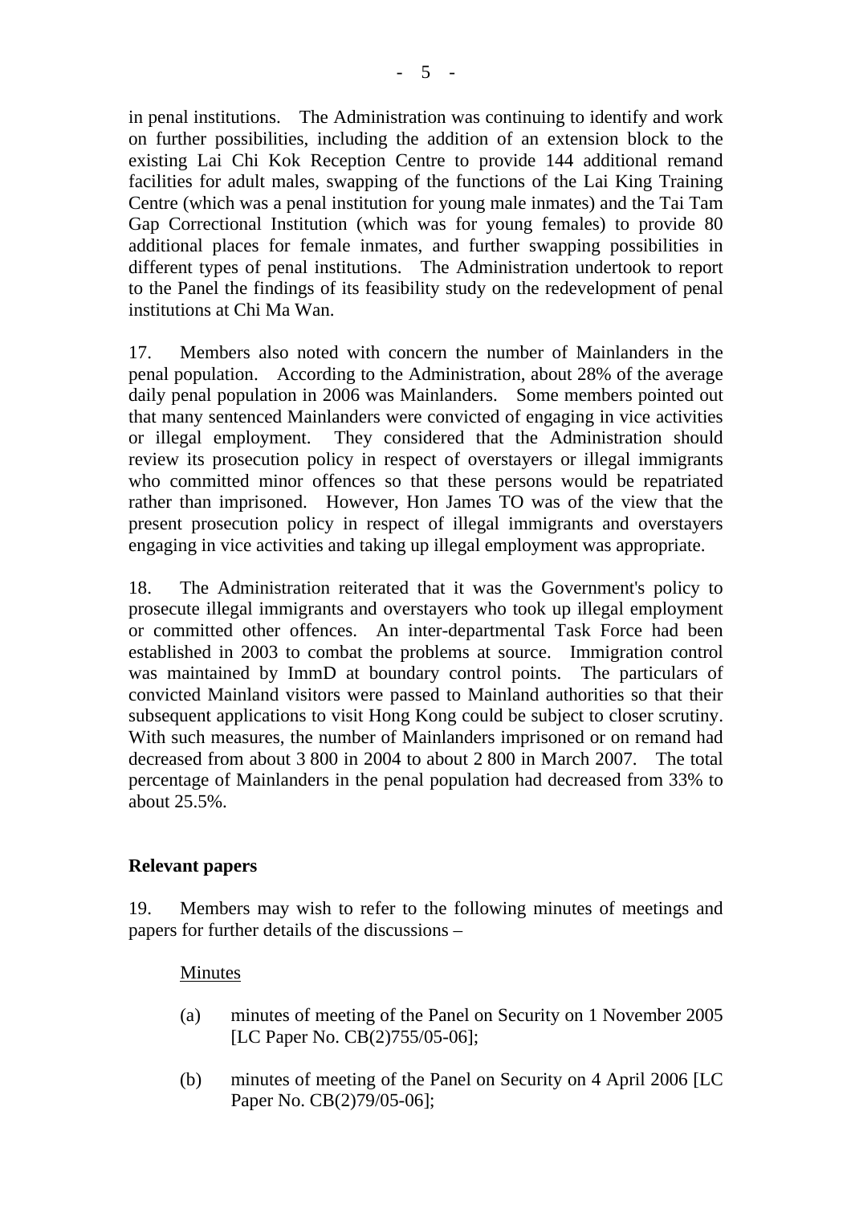in penal institutions. The Administration was continuing to identify and work on further possibilities, including the addition of an extension block to the existing Lai Chi Kok Reception Centre to provide 144 additional remand facilities for adult males, swapping of the functions of the Lai King Training Centre (which was a penal institution for young male inmates) and the Tai Tam Gap Correctional Institution (which was for young females) to provide 80 additional places for female inmates, and further swapping possibilities in different types of penal institutions. The Administration undertook to report to the Panel the findings of its feasibility study on the redevelopment of penal institutions at Chi Ma Wan.

17. Members also noted with concern the number of Mainlanders in the penal population. According to the Administration, about 28% of the average daily penal population in 2006 was Mainlanders. Some members pointed out that many sentenced Mainlanders were convicted of engaging in vice activities or illegal employment. They considered that the Administration should review its prosecution policy in respect of overstayers or illegal immigrants who committed minor offences so that these persons would be repatriated rather than imprisoned. However, Hon James TO was of the view that the present prosecution policy in respect of illegal immigrants and overstayers engaging in vice activities and taking up illegal employment was appropriate.

18. The Administration reiterated that it was the Government's policy to prosecute illegal immigrants and overstayers who took up illegal employment or committed other offences. An inter-departmental Task Force had been established in 2003 to combat the problems at source. Immigration control was maintained by ImmD at boundary control points. The particulars of convicted Mainland visitors were passed to Mainland authorities so that their subsequent applications to visit Hong Kong could be subject to closer scrutiny. With such measures, the number of Mainlanders imprisoned or on remand had decreased from about 3 800 in 2004 to about 2 800 in March 2007. The total percentage of Mainlanders in the penal population had decreased from 33% to about 25.5%.

## Relevant papers

19. Members may wish to refer to the following minutes of meetings and papers for further details of the discussions –

<u>Minutes</u>

(a) minutes of meeting of the Panel on Security on 1 November 2005 [LC Paper No. CB(2)755/05-06];

(b) minutes of meeting of the Panel on Security on 4 April 2006 [LC Paper No. CB(2)79/05-06];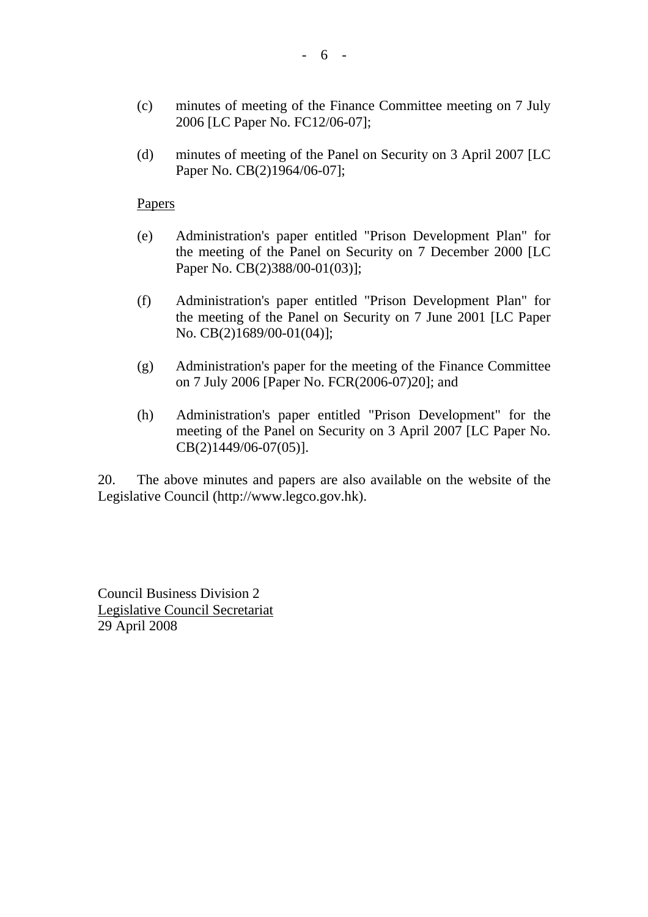(c) minutes of meeting of the Finance Committee meeting on 7 July 2006 [LC Paper No. FC12/06-07];

(d) minutes of meeting of the Panel on Security on 3 April 2007 [LC Paper No. CB(2)1964/06-07];

<u>Papers</u>

(e) Administration's paper entitled "Prison Development Plan" for the meeting of the Panel on Security on 7 December 2000 [LC Paper No. CB(2)388/00-01(03)];

(f) Administration's paper entitled "Prison Development Plan" for the meeting of the Panel on Security on 7 June 2001 [LC Paper No. CB(2)1689/00-01(04)];

(g) Administration's paper for the meeting of the Finance Committee on 7 July 2006 [Paper No. FCR(2006-07)20]; and

(h) Administration's paper entitled "Prison Development" for the meeting of the Panel on Security on 3 April 2007 [LC Paper No. CB(2)1449/06-07(05)].

20. The above minutes and papers are also available on the website of the Legislative Council (http://www.legco.gov.hk).

Council Business Division 2
<u>Legislative Council Secretariat</u>
29 April 2008